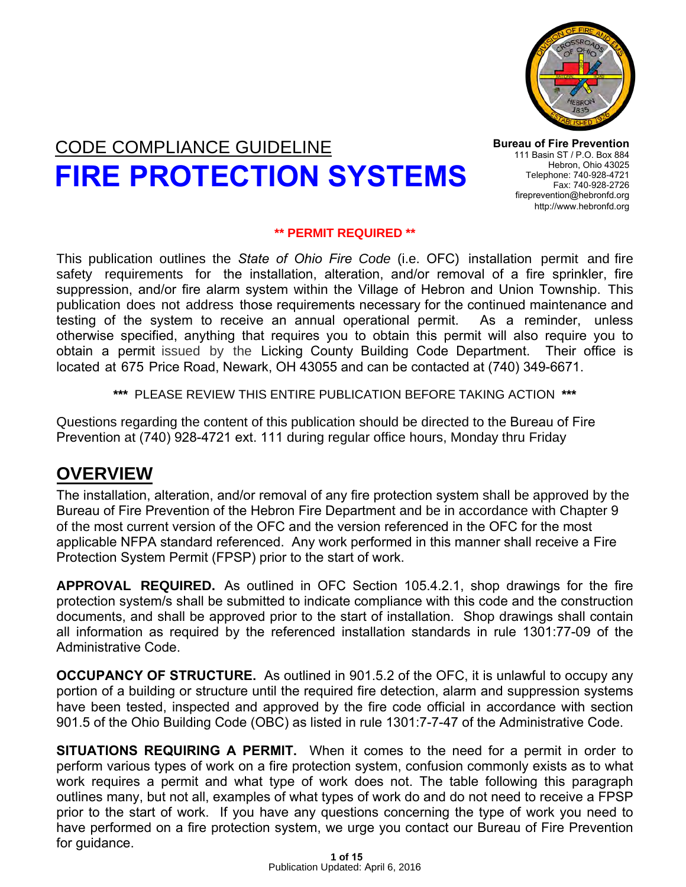CODE COMPLIANCE GUIDELINE

# FIRE PROTECTION SYSTEMS

**Bureau of Fire Prevention**
111 Basin ST / P.O. Box 884
Hebron, Ohio 43025
Telephone: 740-928-4721
Fax: 740-928-2726
fireprevention@hebronfd.org
http://www.hebronfd.org

**\*\* PERMIT REQUIRED \*\***

This publication outlines the *State of Ohio Fire Code* (i.e. OFC) installation permit and fire safety requirements for the installation, alteration, and/or removal of a fire sprinkler, fire suppression, and/or fire alarm system within the Village of Hebron and Union Township. This publication does not address those requirements necessary for the continued maintenance and testing of the system to receive an annual operational permit. As a reminder, unless otherwise specified, anything that requires you to obtain this permit will also require you to obtain a permit issued by the Licking County Building Code Department. Their office is located at 675 Price Road, Newark, OH 43055 and can be contacted at (740) 349-6671.

**\*\*\*** PLEASE REVIEW THIS ENTIRE PUBLICATION BEFORE TAKING ACTION **\*\*\***

Questions regarding the content of this publication should be directed to the Bureau of Fire Prevention at (740) 928-4721 ext. 111 during regular office hours, Monday thru Friday

## OVERVIEW

The installation, alteration, and/or removal of any fire protection system shall be approved by the Bureau of Fire Prevention of the Hebron Fire Department and be in accordance with Chapter 9 of the most current version of the OFC and the version referenced in the OFC for the most applicable NFPA standard referenced. Any work performed in this manner shall receive a Fire Protection System Permit (FPSP) prior to the start of work.

**APPROVAL REQUIRED.** As outlined in OFC Section 105.4.2.1, shop drawings for the fire protection system/s shall be submitted to indicate compliance with this code and the construction documents, and shall be approved prior to the start of installation. Shop drawings shall contain all information as required by the referenced installation standards in rule 1301:77-09 of the Administrative Code.

**OCCUPANCY OF STRUCTURE.** As outlined in 901.5.2 of the OFC, it is unlawful to occupy any portion of a building or structure until the required fire detection, alarm and suppression systems have been tested, inspected and approved by the fire code official in accordance with section 901.5 of the Ohio Building Code (OBC) as listed in rule 1301:7-7-47 of the Administrative Code.

**SITUATIONS REQUIRING A PERMIT.** When it comes to the need for a permit in order to perform various types of work on a fire protection system, confusion commonly exists as to what work requires a permit and what type of work does not. The table following this paragraph outlines many, but not all, examples of what types of work do and do not need to receive a FPSP prior to the start of work. If you have any questions concerning the type of work you need to have performed on a fire protection system, we urge you contact our Bureau of Fire Prevention for guidance.

Publication Updated: April 6, 2016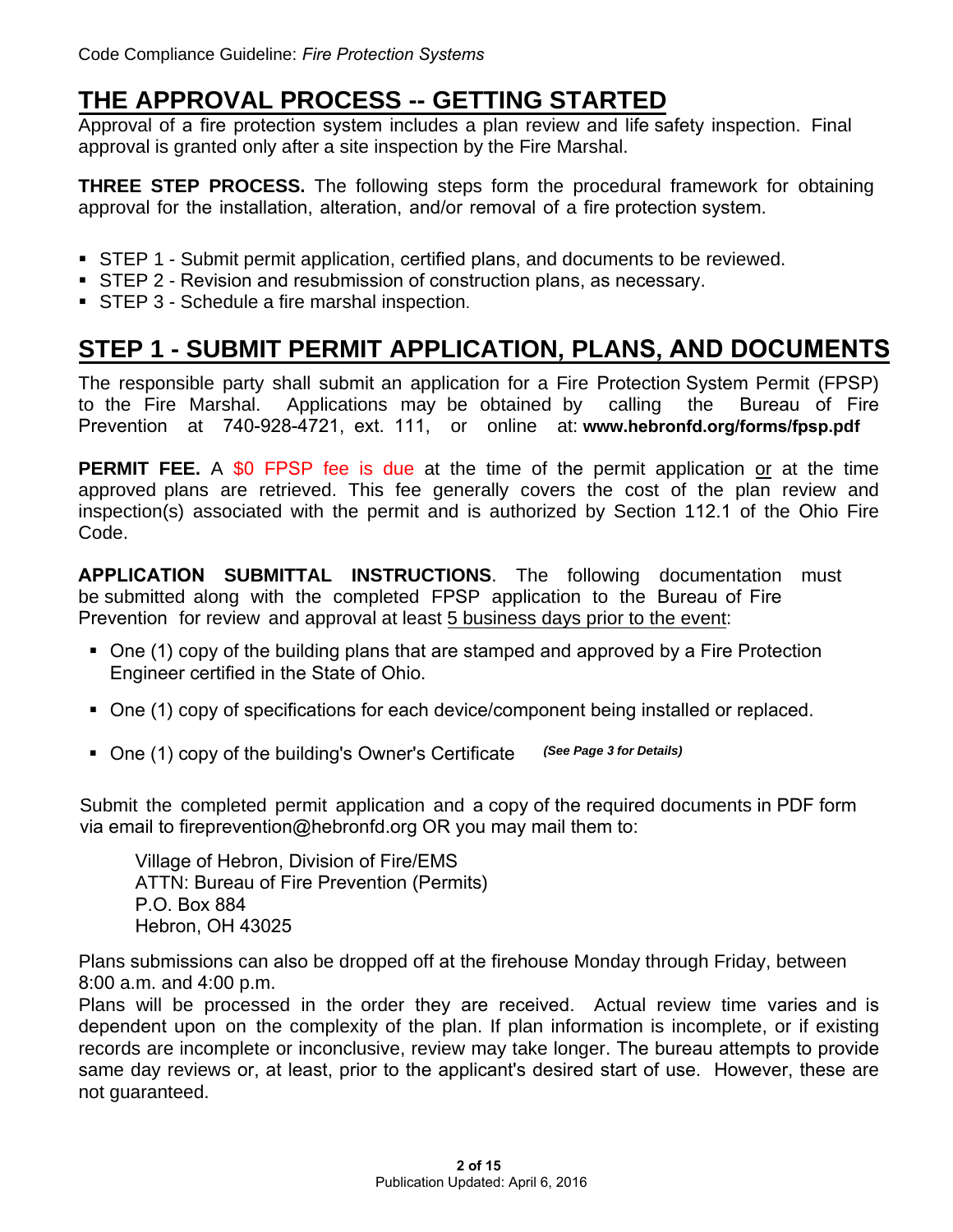## THE APPROVAL PROCESS -- GETTING STARTED

Approval of a fire protection system includes a plan review and life safety inspection. Final approval is granted only after a site inspection by the Fire Marshal.

**THREE STEP PROCESS.** The following steps form the procedural framework for obtaining approval for the installation, alteration, and/or removal of a fire protection system.

- STEP 1 - Submit permit application, certified plans, and documents to be reviewed.
- STEP 2 - Revision and resubmission of construction plans, as necessary.
- STEP 3 - Schedule a fire marshal inspection.

## STEP 1 - SUBMIT PERMIT APPLICATION, PLANS, AND DOCUMENTS

The responsible party shall submit an application for a Fire Protection System Permit (FPSP) to the Fire Marshal. Applications may be obtained by calling the Bureau of Fire Prevention at 740-928-4721, ext. 111, or online at: **www.hebronfd.org/forms/fpsp.pdf**

**PERMIT FEE.** A $0 FPSP fee is due at the time of the permit application or at the time approved plans are retrieved. This fee generally covers the cost of the plan review and inspection(s) associated with the permit and is authorized by Section 112.1 of the Ohio Fire Code.

**APPLICATION SUBMITTAL INSTRUCTIONS**. The following documentation must be submitted along with the completed FPSP application to the Bureau of Fire Prevention for review and approval at least 5 business days prior to the event:

- One (1) copy of the building plans that are stamped and approved by a Fire Protection Engineer certified in the State of Ohio.
- One (1) copy of specifications for each device/component being installed or replaced.
- One (1) copy of the building's Owner's Certificate ***(See Page 3 for Details)***

Submit the completed permit application and a copy of the required documents in PDF form via email to fireprevention@hebronfd.org OR you may mail them to:

Village of Hebron, Division of Fire/EMS
ATTN: Bureau of Fire Prevention (Permits)
P.O. Box 884
Hebron, OH 43025

Plans submissions can also be dropped off at the firehouse Monday through Friday, between 8:00 a.m. and 4:00 p.m.

Plans will be processed in the order they are received. Actual review time varies and is dependent upon on the complexity of the plan. If plan information is incomplete, or if existing records are incomplete or inconclusive, review may take longer. The bureau attempts to provide same day reviews or, at least, prior to the applicant's desired start of use. However, these are not guaranteed.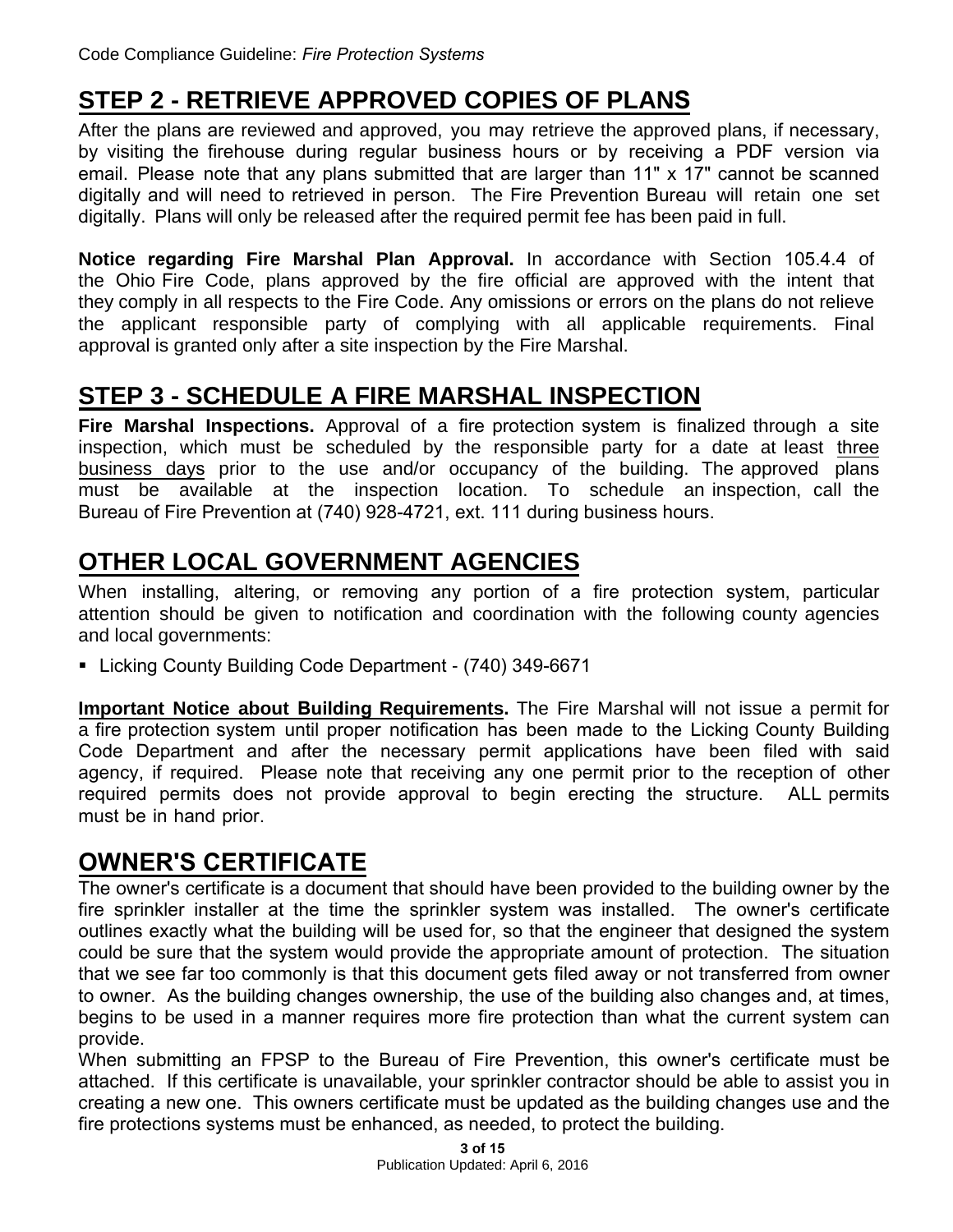## STEP 2 - RETRIEVE APPROVED COPIES OF PLANS

After the plans are reviewed and approved, you may retrieve the approved plans, if necessary, by visiting the firehouse during regular business hours or by receiving a PDF version via email. Please note that any plans submitted that are larger than 11" x 17" cannot be scanned digitally and will need to retrieved in person. The Fire Prevention Bureau will retain one set digitally. Plans will only be released after the required permit fee has been paid in full.

**Notice regarding Fire Marshal Plan Approval.** In accordance with Section 105.4.4 of the Ohio Fire Code, plans approved by the fire official are approved with the intent that they comply in all respects to the Fire Code. Any omissions or errors on the plans do not relieve the applicant responsible party of complying with all applicable requirements. Final approval is granted only after a site inspection by the Fire Marshal.

## STEP 3 - SCHEDULE A FIRE MARSHAL INSPECTION

**Fire Marshal Inspections.** Approval of a fire protection system is finalized through a site inspection, which must be scheduled by the responsible party for a date at least <u>three business days</u> prior to the use and/or occupancy of the building. The approved plans must be available at the inspection location. To schedule an inspection, call the Bureau of Fire Prevention at (740) 928-4721, ext. 111 during business hours.

## OTHER LOCAL GOVERNMENT AGENCIES

When installing, altering, or removing any portion of a fire protection system, particular attention should be given to notification and coordination with the following county agencies and local governments:

- Licking County Building Code Department - (740) 349-6671

**<u>Important Notice about Building Requirements</u>.** The Fire Marshal will not issue a permit for a fire protection system until proper notification has been made to the Licking County Building Code Department and after the necessary permit applications have been filed with said agency, if required. Please note that receiving any one permit prior to the reception of other required permits does not provide approval to begin erecting the structure. ALL permits must be in hand prior.

## OWNER'S CERTIFICATE

The owner's certificate is a document that should have been provided to the building owner by the fire sprinkler installer at the time the sprinkler system was installed. The owner's certificate outlines exactly what the building will be used for, so that the engineer that designed the system could be sure that the system would provide the appropriate amount of protection. The situation that we see far too commonly is that this document gets filed away or not transferred from owner to owner. As the building changes ownership, the use of the building also changes and, at times, begins to be used in a manner requires more fire protection than what the current system can provide.

When submitting an FPSP to the Bureau of Fire Prevention, this owner's certificate must be attached. If this certificate is unavailable, your sprinkler contractor should be able to assist you in creating a new one. This owners certificate must be updated as the building changes use and the fire protections systems must be enhanced, as needed, to protect the building.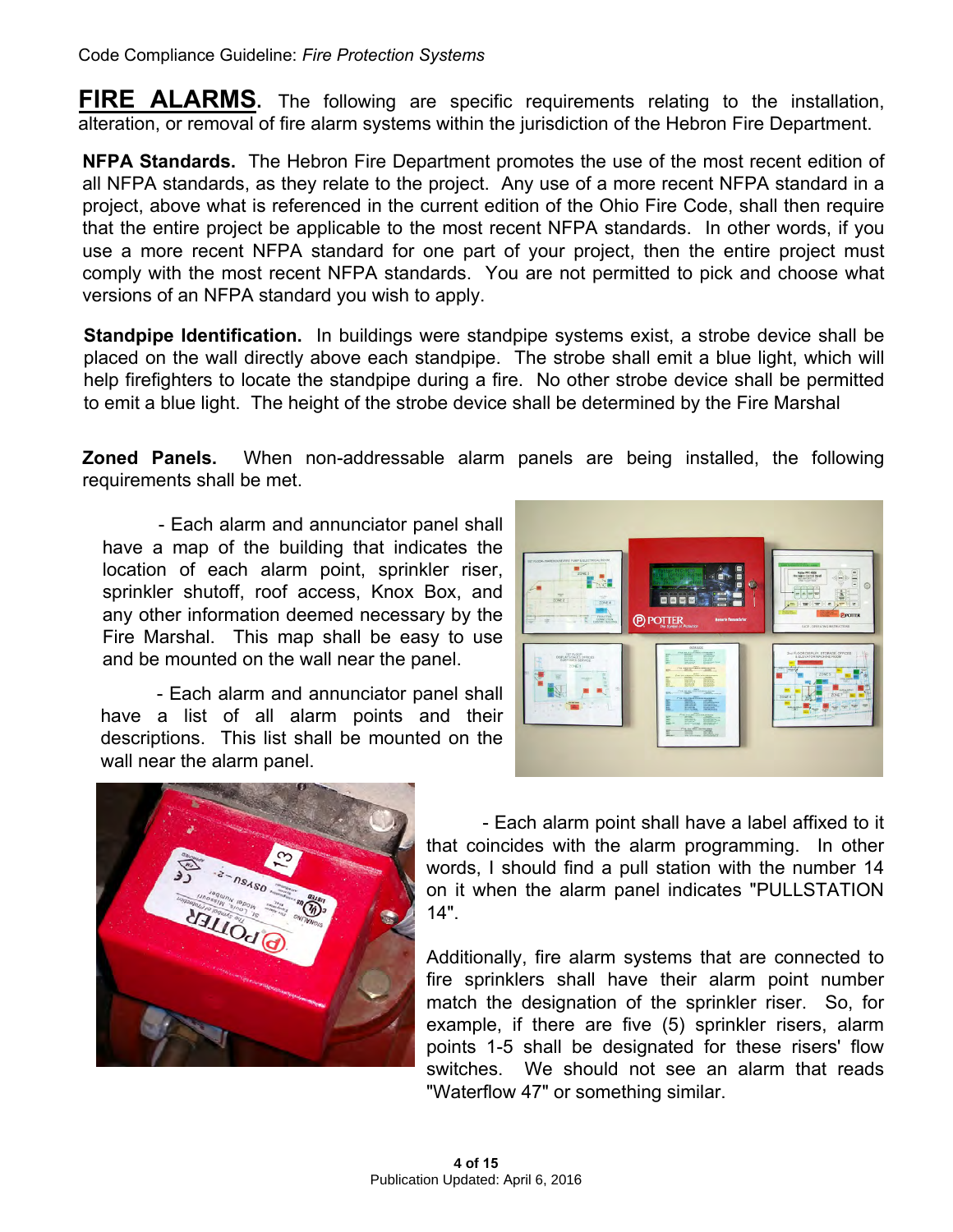**FIRE ALARMS**. The following are specific requirements relating to the installation, alteration, or removal of fire alarm systems within the jurisdiction of the Hebron Fire Department.

**NFPA Standards.** The Hebron Fire Department promotes the use of the most recent edition of all NFPA standards, as they relate to the project. Any use of a more recent NFPA standard in a project, above what is referenced in the current edition of the Ohio Fire Code, shall then require that the entire project be applicable to the most recent NFPA standards. In other words, if you use a more recent NFPA standard for one part of your project, then the entire project must comply with the most recent NFPA standards. You are not permitted to pick and choose what versions of an NFPA standard you wish to apply.

**Standpipe Identification.** In buildings were standpipe systems exist, a strobe device shall be placed on the wall directly above each standpipe. The strobe shall emit a blue light, which will help firefighters to locate the standpipe during a fire. No other strobe device shall be permitted to emit a blue light. The height of the strobe device shall be determined by the Fire Marshal

**Zoned Panels.** When non-addressable alarm panels are being installed, the following requirements shall be met.

- Each alarm and annunciator panel shall have a map of the building that indicates the location of each alarm point, sprinkler riser, sprinkler shutoff, roof access, Knox Box, and any other information deemed necessary by the Fire Marshal. This map shall be easy to use and be mounted on the wall near the panel.

- Each alarm and annunciator panel shall have a list of all alarm points and their descriptions. This list shall be mounted on the wall near the alarm panel.

- Each alarm point shall have a label affixed to it that coincides with the alarm programming. In other words, I should find a pull station with the number 14 on it when the alarm panel indicates "PULLSTATION 14".

Additionally, fire alarm systems that are connected to fire sprinklers shall have their alarm point number match the designation of the sprinkler riser. So, for example, if there are five (5) sprinkler risers, alarm points 1-5 shall be designated for these risers' flow switches. We should not see an alarm that reads "Waterflow 47" or something similar.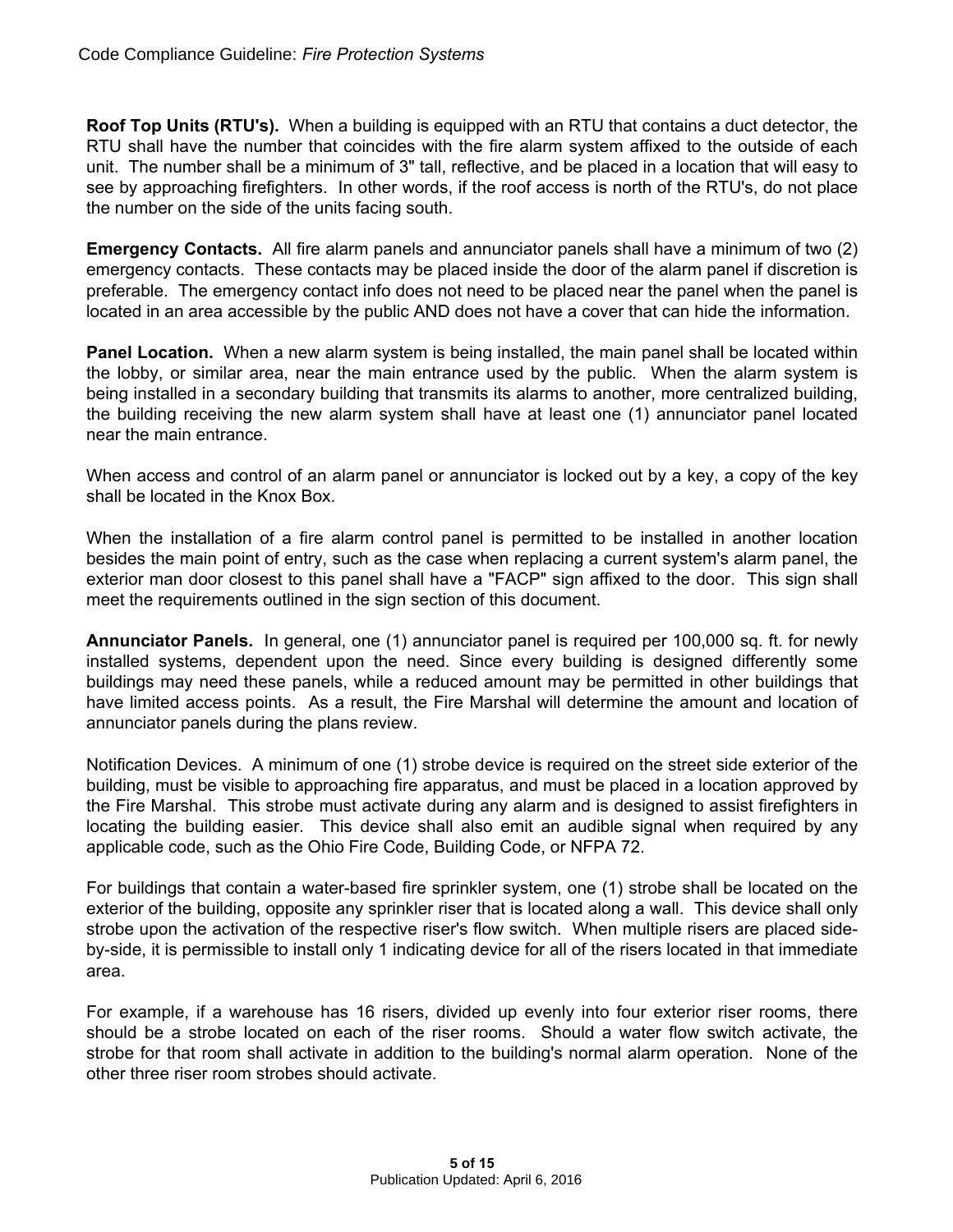**Roof Top Units (RTU's).** When a building is equipped with an RTU that contains a duct detector, the RTU shall have the number that coincides with the fire alarm system affixed to the outside of each unit. The number shall be a minimum of 3" tall, reflective, and be placed in a location that will easy to see by approaching firefighters. In other words, if the roof access is north of the RTU's, do not place the number on the side of the units facing south.

**Emergency Contacts.** All fire alarm panels and annunciator panels shall have a minimum of two (2) emergency contacts. These contacts may be placed inside the door of the alarm panel if discretion is preferable. The emergency contact info does not need to be placed near the panel when the panel is located in an area accessible by the public AND does not have a cover that can hide the information.

**Panel Location.** When a new alarm system is being installed, the main panel shall be located within the lobby, or similar area, near the main entrance used by the public. When the alarm system is being installed in a secondary building that transmits its alarms to another, more centralized building, the building receiving the new alarm system shall have at least one (1) annunciator panel located near the main entrance.

When access and control of an alarm panel or annunciator is locked out by a key, a copy of the key shall be located in the Knox Box.

When the installation of a fire alarm control panel is permitted to be installed in another location besides the main point of entry, such as the case when replacing a current system's alarm panel, the exterior man door closest to this panel shall have a "FACP" sign affixed to the door. This sign shall meet the requirements outlined in the sign section of this document.

**Annunciator Panels.** In general, one (1) annunciator panel is required per 100,000 sq. ft. for newly installed systems, dependent upon the need. Since every building is designed differently some buildings may need these panels, while a reduced amount may be permitted in other buildings that have limited access points. As a result, the Fire Marshal will determine the amount and location of annunciator panels during the plans review.

Notification Devices. A minimum of one (1) strobe device is required on the street side exterior of the building, must be visible to approaching fire apparatus, and must be placed in a location approved by the Fire Marshal. This strobe must activate during any alarm and is designed to assist firefighters in locating the building easier. This device shall also emit an audible signal when required by any applicable code, such as the Ohio Fire Code, Building Code, or NFPA 72.

For buildings that contain a water-based fire sprinkler system, one (1) strobe shall be located on the exterior of the building, opposite any sprinkler riser that is located along a wall. This device shall only strobe upon the activation of the respective riser's flow switch. When multiple risers are placed side-by-side, it is permissible to install only 1 indicating device for all of the risers located in that immediate area.

For example, if a warehouse has 16 risers, divided up evenly into four exterior riser rooms, there should be a strobe located on each of the riser rooms. Should a water flow switch activate, the strobe for that room shall activate in addition to the building's normal alarm operation. None of the other three riser room strobes should activate.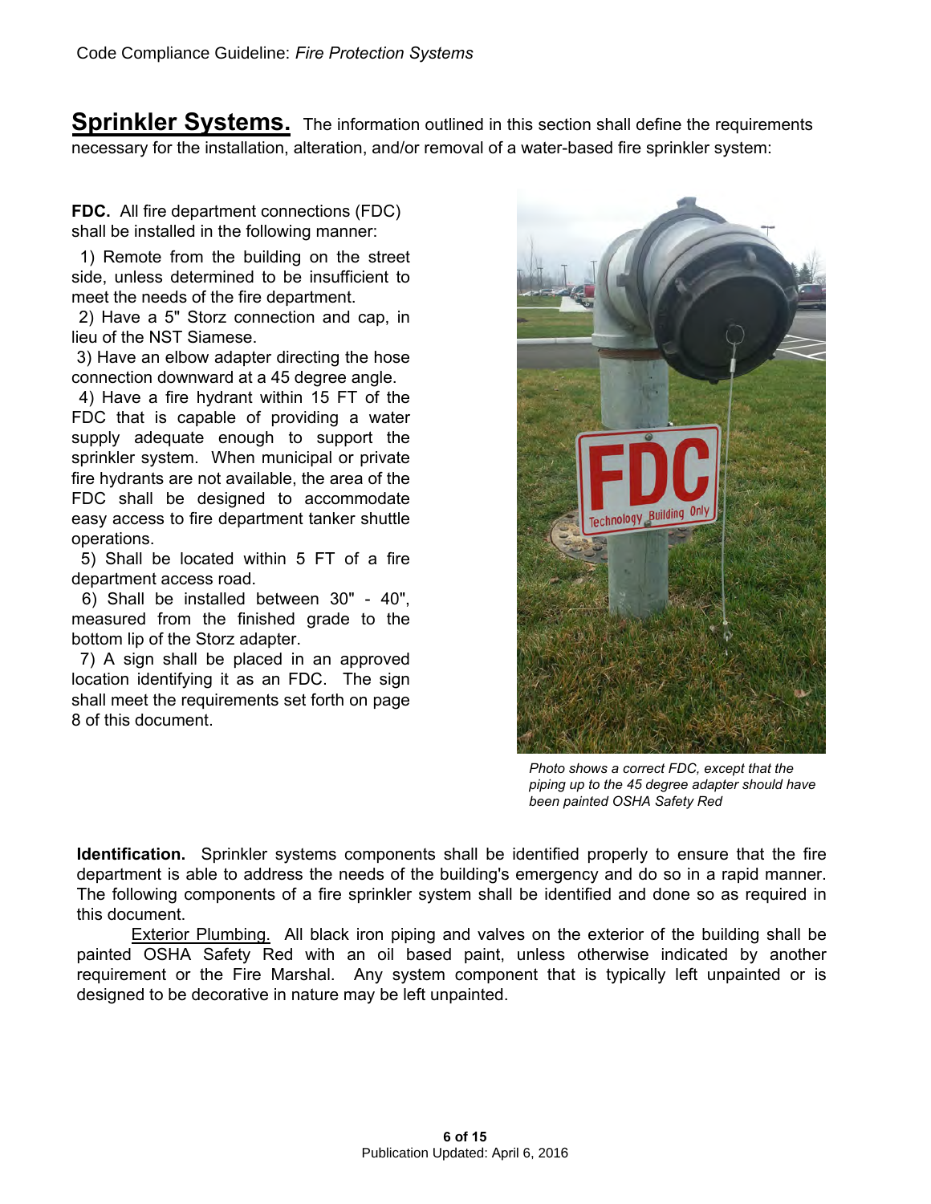## Sprinkler Systems.

The information outlined in this section shall define the requirements necessary for the installation, alteration, and/or removal of a water-based fire sprinkler system:

**FDC.** All fire department connections (FDC) shall be installed in the following manner:

1) Remote from the building on the street side, unless determined to be insufficient to meet the needs of the fire department.
2) Have a 5" Storz connection and cap, in lieu of the NST Siamese.
3) Have an elbow adapter directing the hose connection downward at a 45 degree angle.
4) Have a fire hydrant within 15 FT of the FDC that is capable of providing a water supply adequate enough to support the sprinkler system. When municipal or private fire hydrants are not available, the area of the FDC shall be designed to accommodate easy access to fire department tanker shuttle operations.
5) Shall be located within 5 FT of a fire department access road.
6) Shall be installed between 30" - 40", measured from the finished grade to the bottom lip of the Storz adapter.
7) A sign shall be placed in an approved location identifying it as an FDC. The sign shall meet the requirements set forth on page 8 of this document.

*Photo shows a correct FDC, except that the piping up to the 45 degree adapter should have been painted OSHA Safety Red*

**Identification.** Sprinkler systems components shall be identified properly to ensure that the fire department is able to address the needs of the building's emergency and do so in a rapid manner. The following components of a fire sprinkler system shall be identified and done so as required in this document.

Exterior Plumbing. All black iron piping and valves on the exterior of the building shall be painted OSHA Safety Red with an oil based paint, unless otherwise indicated by another requirement or the Fire Marshal. Any system component that is typically left unpainted or is designed to be decorative in nature may be left unpainted.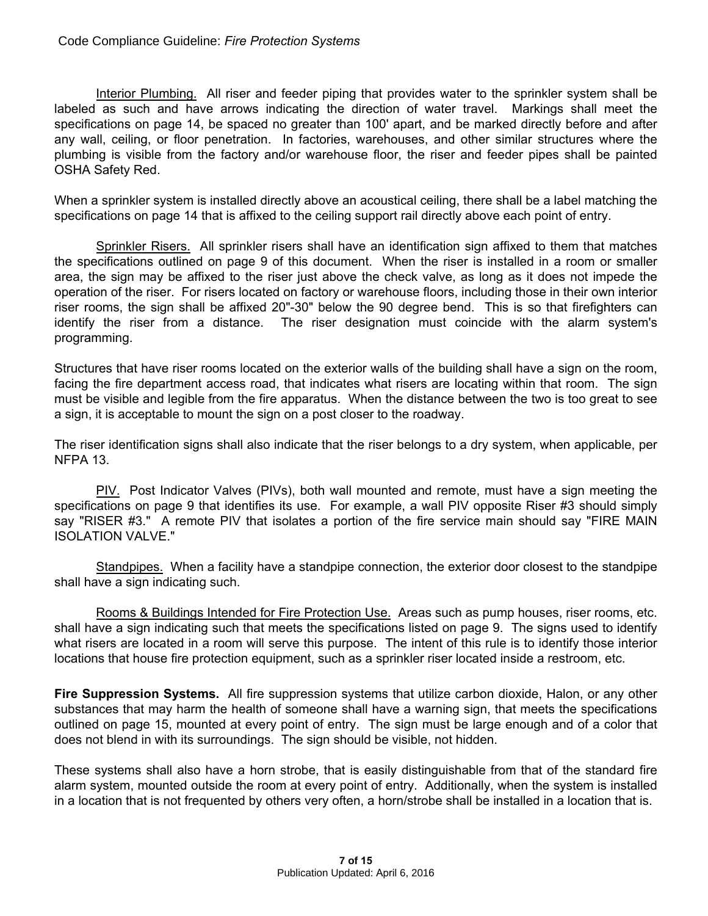Interior Plumbing. All riser and feeder piping that provides water to the sprinkler system shall be labeled as such and have arrows indicating the direction of water travel. Markings shall meet the specifications on page 14, be spaced no greater than 100' apart, and be marked directly before and after any wall, ceiling, or floor penetration. In factories, warehouses, and other similar structures where the plumbing is visible from the factory and/or warehouse floor, the riser and feeder pipes shall be painted OSHA Safety Red.

When a sprinkler system is installed directly above an acoustical ceiling, there shall be a label matching the specifications on page 14 that is affixed to the ceiling support rail directly above each point of entry.

Sprinkler Risers. All sprinkler risers shall have an identification sign affixed to them that matches the specifications outlined on page 9 of this document. When the riser is installed in a room or smaller area, the sign may be affixed to the riser just above the check valve, as long as it does not impede the operation of the riser. For risers located on factory or warehouse floors, including those in their own interior riser rooms, the sign shall be affixed 20"-30" below the 90 degree bend. This is so that firefighters can identify the riser from a distance. The riser designation must coincide with the alarm system's programming.

Structures that have riser rooms located on the exterior walls of the building shall have a sign on the room, facing the fire department access road, that indicates what risers are locating within that room. The sign must be visible and legible from the fire apparatus. When the distance between the two is too great to see a sign, it is acceptable to mount the sign on a post closer to the roadway.

The riser identification signs shall also indicate that the riser belongs to a dry system, when applicable, per NFPA 13.

PIV. Post Indicator Valves (PIVs), both wall mounted and remote, must have a sign meeting the specifications on page 9 that identifies its use. For example, a wall PIV opposite Riser #3 should simply say "RISER #3." A remote PIV that isolates a portion of the fire service main should say "FIRE MAIN ISOLATION VALVE."

Standpipes. When a facility have a standpipe connection, the exterior door closest to the standpipe shall have a sign indicating such.

Rooms & Buildings Intended for Fire Protection Use. Areas such as pump houses, riser rooms, etc. shall have a sign indicating such that meets the specifications listed on page 9. The signs used to identify what risers are located in a room will serve this purpose. The intent of this rule is to identify those interior locations that house fire protection equipment, such as a sprinkler riser located inside a restroom, etc.

**Fire Suppression Systems.** All fire suppression systems that utilize carbon dioxide, Halon, or any other substances that may harm the health of someone shall have a warning sign, that meets the specifications outlined on page 15, mounted at every point of entry. The sign must be large enough and of a color that does not blend in with its surroundings. The sign should be visible, not hidden.

These systems shall also have a horn strobe, that is easily distinguishable from that of the standard fire alarm system, mounted outside the room at every point of entry. Additionally, when the system is installed in a location that is not frequented by others very often, a horn/strobe shall be installed in a location that is.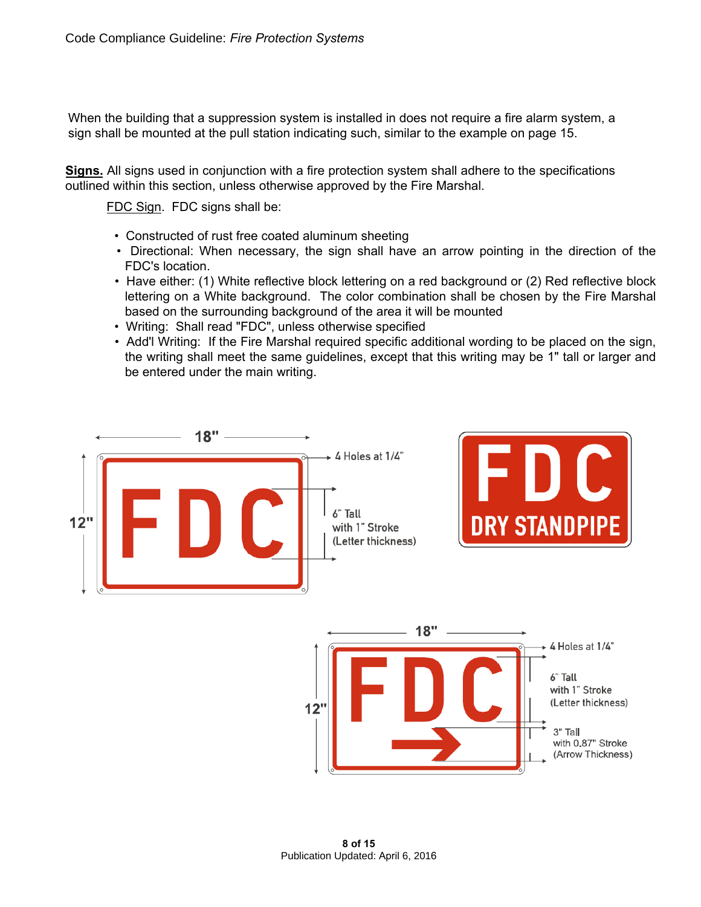When the building that a suppression system is installed in does not require a fire alarm system, a sign shall be mounted at the pull station indicating such, similar to the example on page 15.

**Signs.** All signs used in conjunction with a fire protection system shall adhere to the specifications outlined within this section, unless otherwise approved by the Fire Marshal.

FDC Sign. FDC signs shall be:

- Constructed of rust free coated aluminum sheeting
- Directional: When necessary, the sign shall have an arrow pointing in the direction of the FDC's location.
- Have either: (1) White reflective block lettering on a red background or (2) Red reflective block lettering on a White background. The color combination shall be chosen by the Fire Marshal based on the surrounding background of the area it will be mounted
- Writing: Shall read "FDC", unless otherwise specified
- Add'l Writing: If the Fire Marshal required specific additional wording to be placed on the sign, the writing shall meet the same guidelines, except that this writing may be 1" tall or larger and be entered under the main writing.

18"

12"

FDC

4 Holes at 1/4"

6" Tall with 1" Stroke (Letter thickness)

FDC

DRY STANDPIPE

18"

12"

FDC

4 Holes at 1/4"

6" Tall with 1" Stroke (Letter thickness)

3" Tall with 0.87" Stroke (Arrow Thickness)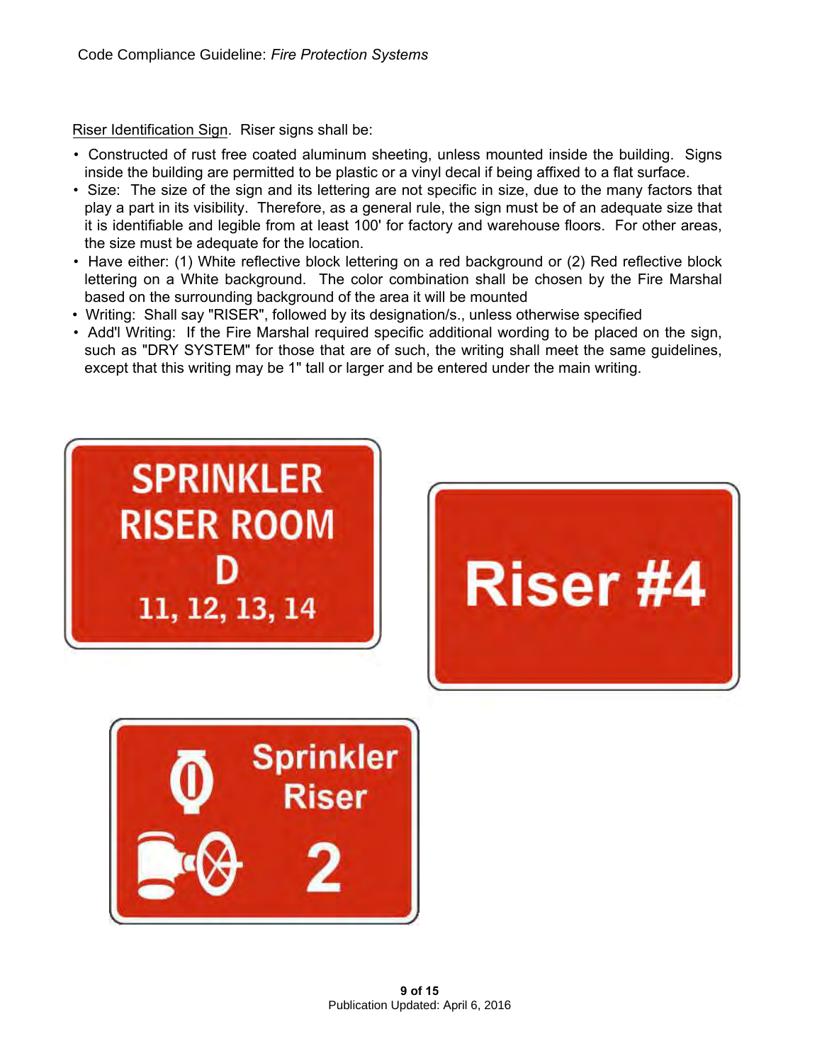Riser Identification Sign. Riser signs shall be:

- Constructed of rust free coated aluminum sheeting, unless mounted inside the building. Signs inside the building are permitted to be plastic or a vinyl decal if being affixed to a flat surface.
- Size: The size of the sign and its lettering are not specific in size, due to the many factors that play a part in its visibility. Therefore, as a general rule, the sign must be of an adequate size that it is identifiable and legible from at least 100' for factory and warehouse floors. For other areas, the size must be adequate for the location.
- Have either: (1) White reflective block lettering on a red background or (2) Red reflective block lettering on a White background. The color combination shall be chosen by the Fire Marshal based on the surrounding background of the area it will be mounted
- Writing: Shall say "RISER", followed by its designation/s., unless otherwise specified
- Add'l Writing: If the Fire Marshal required specific additional wording to be placed on the sign, such as "DRY SYSTEM" for those that are of such, the writing shall meet the same guidelines, except that this writing may be 1" tall or larger and be entered under the main writing.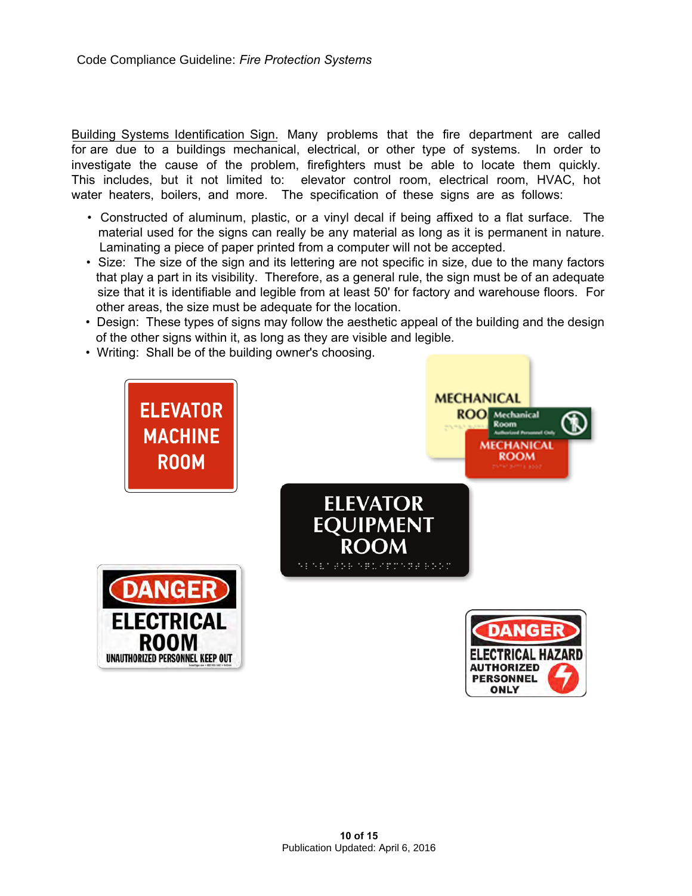Building Systems Identification Sign. Many problems that the fire department are called for are due to a buildings mechanical, electrical, or other type of systems. In order to investigate the cause of the problem, firefighters must be able to locate them quickly. This includes, but it not limited to: elevator control room, electrical room, HVAC, hot water heaters, boilers, and more. The specification of these signs are as follows:

- Constructed of aluminum, plastic, or a vinyl decal if being affixed to a flat surface. The material used for the signs can really be any material as long as it is permanent in nature. Laminating a piece of paper printed from a computer will not be accepted.
- Size: The size of the sign and its lettering are not specific in size, due to the many factors that play a part in its visibility. Therefore, as a general rule, the sign must be of an adequate size that it is identifiable and legible from at least 50' for factory and warehouse floors. For other areas, the size must be adequate for the location.
- Design: These types of signs may follow the aesthetic appeal of the building and the design of the other signs within it, as long as they are visible and legible.
- Writing: Shall be of the building owner's choosing.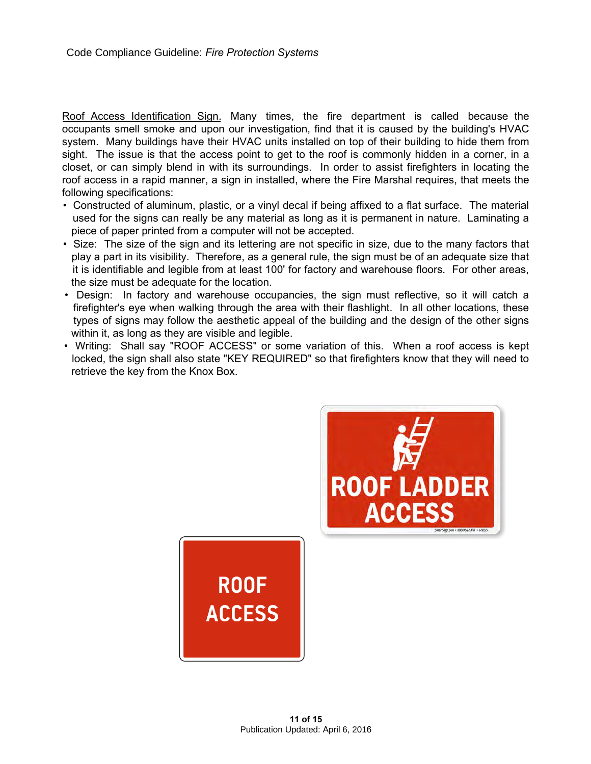<u>Roof Access Identification Sign</u>. Many times, the fire department is called because the occupants smell smoke and upon our investigation, find that it is caused by the building's HVAC system. Many buildings have their HVAC units installed on top of their building to hide them from sight. The issue is that the access point to get to the roof is commonly hidden in a corner, in a closet, or can simply blend in with its surroundings. In order to assist firefighters in locating the roof access in a rapid manner, a sign in installed, where the Fire Marshal requires, that meets the following specifications:

- Constructed of aluminum, plastic, or a vinyl decal if being affixed to a flat surface. The material used for the signs can really be any material as long as it is permanent in nature. Laminating a piece of paper printed from a computer will not be accepted.
- Size: The size of the sign and its lettering are not specific in size, due to the many factors that play a part in its visibility. Therefore, as a general rule, the sign must be of an adequate size that it is identifiable and legible from at least 100' for factory and warehouse floors. For other areas, the size must be adequate for the location.
- Design: In factory and warehouse occupancies, the sign must reflective, so it will catch a firefighter's eye when walking through the area with their flashlight. In all other locations, these types of signs may follow the aesthetic appeal of the building and the design of the other signs within it, as long as they are visible and legible.
- Writing: Shall say "ROOF ACCESS" or some variation of this. When a roof access is kept locked, the sign shall also state "KEY REQUIRED" so that firefighters know that they will need to retrieve the key from the Knox Box.

ROOF LADDER ACCESS

ROOF ACCESS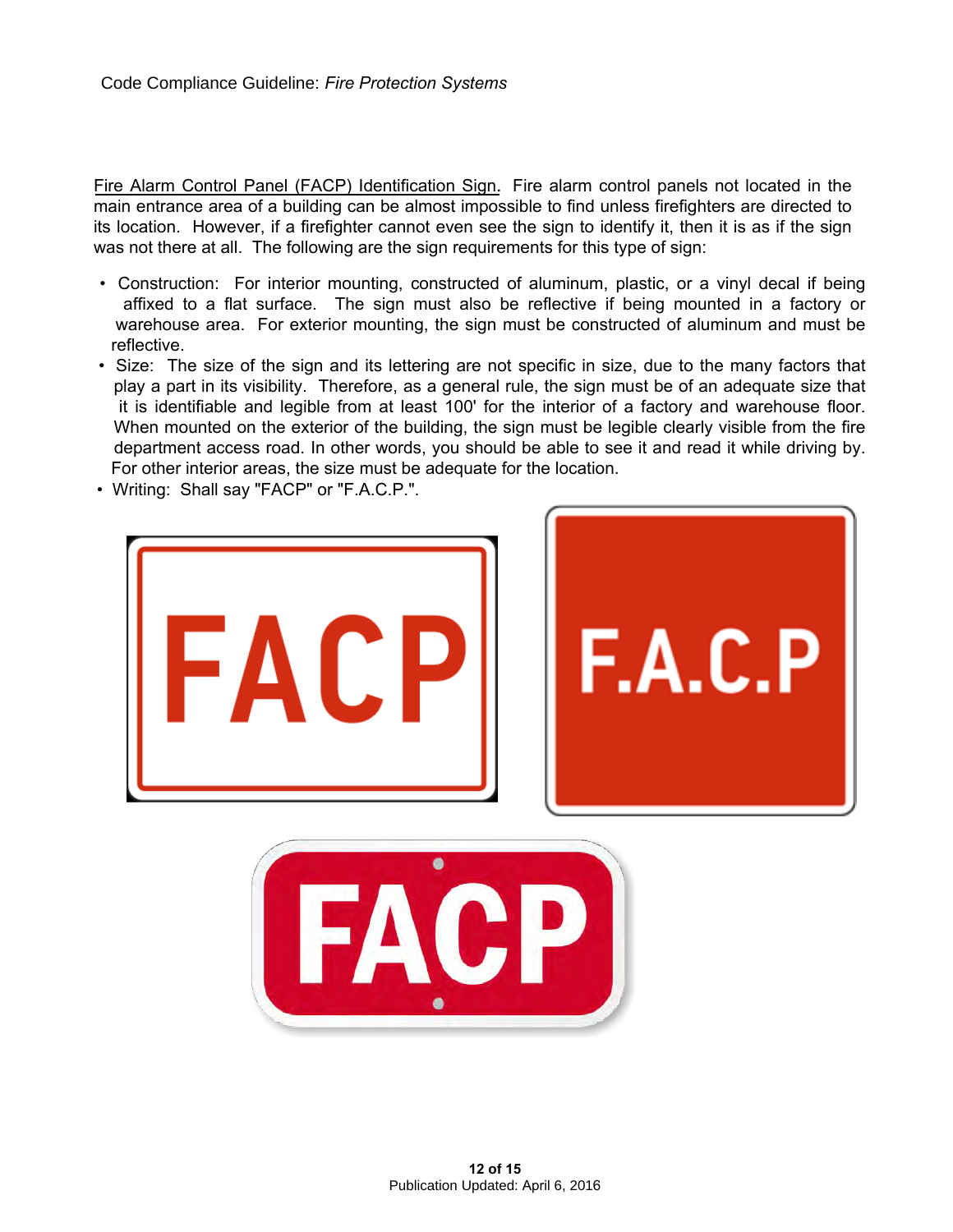Fire Alarm Control Panel (FACP) Identification Sign. Fire alarm control panels not located in the main entrance area of a building can be almost impossible to find unless firefighters are directed to its location. However, if a firefighter cannot even see the sign to identify it, then it is as if the sign was not there at all. The following are the sign requirements for this type of sign:

- Construction: For interior mounting, constructed of aluminum, plastic, or a vinyl decal if being affixed to a flat surface. The sign must also be reflective if being mounted in a factory or warehouse area. For exterior mounting, the sign must be constructed of aluminum and must be reflective.
- Size: The size of the sign and its lettering are not specific in size, due to the many factors that play a part in its visibility. Therefore, as a general rule, the sign must be of an adequate size that it is identifiable and legible from at least 100' for the interior of a factory and warehouse floor. When mounted on the exterior of the building, the sign must be legible clearly visible from the fire department access road. In other words, you should be able to see it and read it while driving by. For other interior areas, the size must be adequate for the location.
- Writing: Shall say "FACP" or "F.A.C.P.".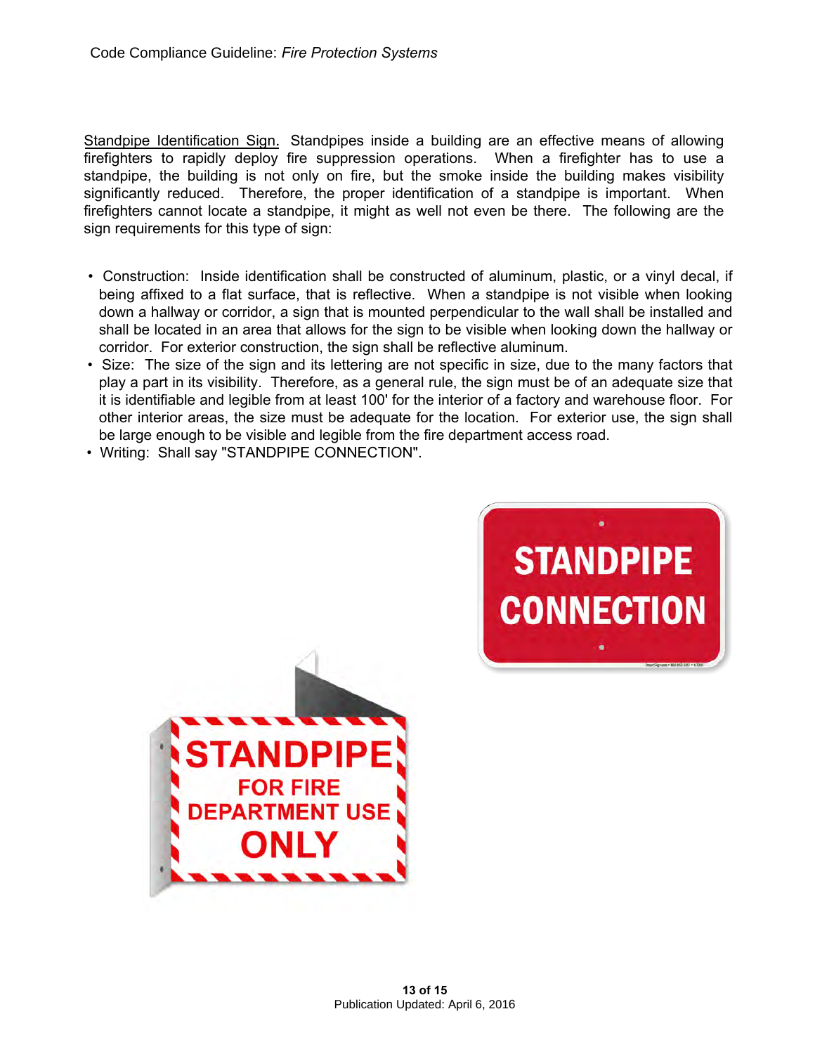Standpipe Identification Sign. Standpipes inside a building are an effective means of allowing firefighters to rapidly deploy fire suppression operations. When a firefighter has to use a standpipe, the building is not only on fire, but the smoke inside the building makes visibility significantly reduced. Therefore, the proper identification of a standpipe is important. When firefighters cannot locate a standpipe, it might as well not even be there. The following are the sign requirements for this type of sign:

- Construction: Inside identification shall be constructed of aluminum, plastic, or a vinyl decal, if being affixed to a flat surface, that is reflective. When a standpipe is not visible when looking down a hallway or corridor, a sign that is mounted perpendicular to the wall shall be installed and shall be located in an area that allows for the sign to be visible when looking down the hallway or corridor. For exterior construction, the sign shall be reflective aluminum.
- Size: The size of the sign and its lettering are not specific in size, due to the many factors that play a part in its visibility. Therefore, as a general rule, the sign must be of an adequate size that it is identifiable and legible from at least 100' for the interior of a factory and warehouse floor. For other interior areas, the size must be adequate for the location. For exterior use, the sign shall be large enough to be visible and legible from the fire department access road.
- Writing: Shall say "STANDPIPE CONNECTION".

STANDPIPE CONNECTION

STANDPIPE FOR FIRE DEPARTMENT USE ONLY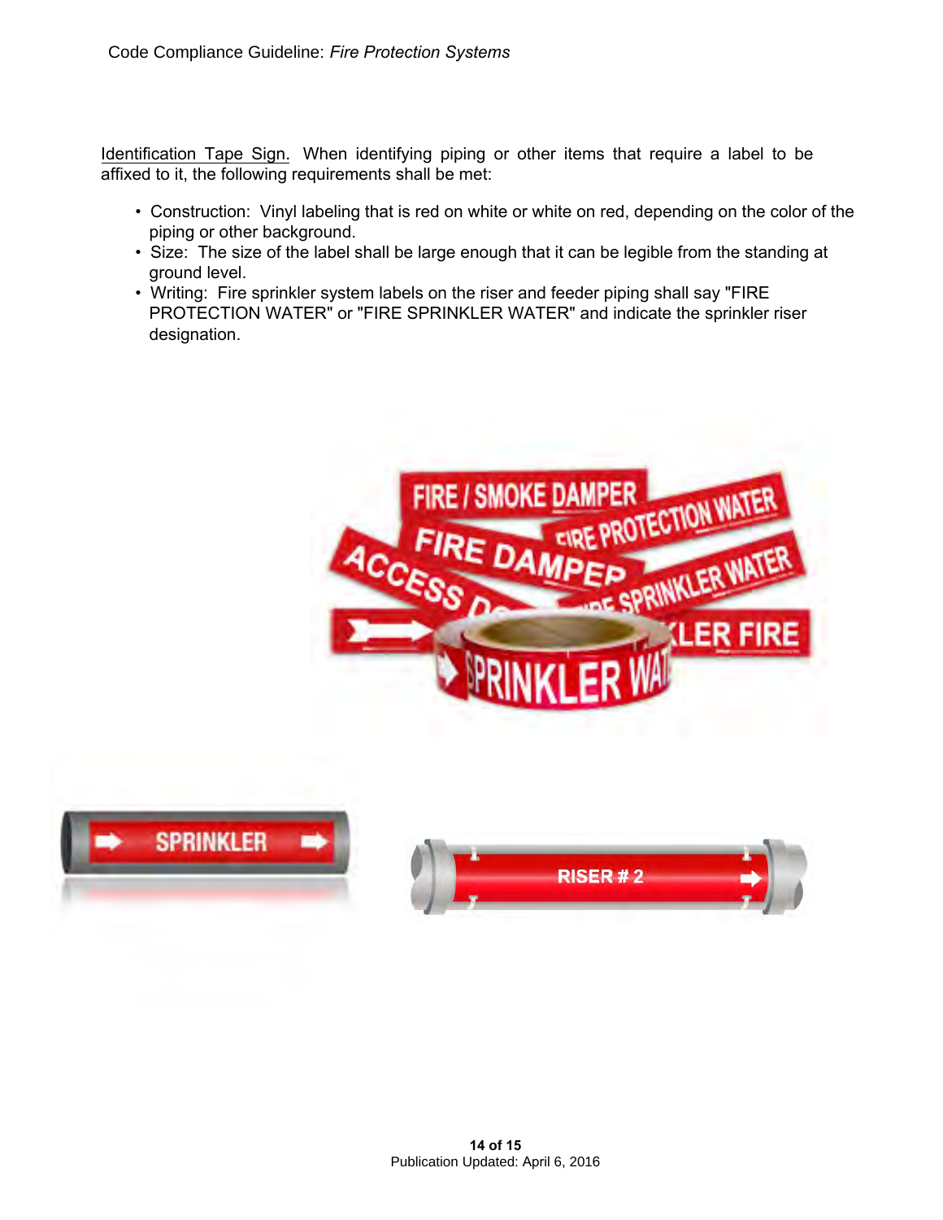Identification Tape Sign. When identifying piping or other items that require a label to be affixed to it, the following requirements shall be met:

- Construction: Vinyl labeling that is red on white or white on red, depending on the color of the piping or other background.
- Size: The size of the label shall be large enough that it can be legible from the standing at ground level.
- Writing: Fire sprinkler system labels on the riser and feeder piping shall say "FIRE PROTECTION WATER" or "FIRE SPRINKLER WATER" and indicate the sprinkler riser designation.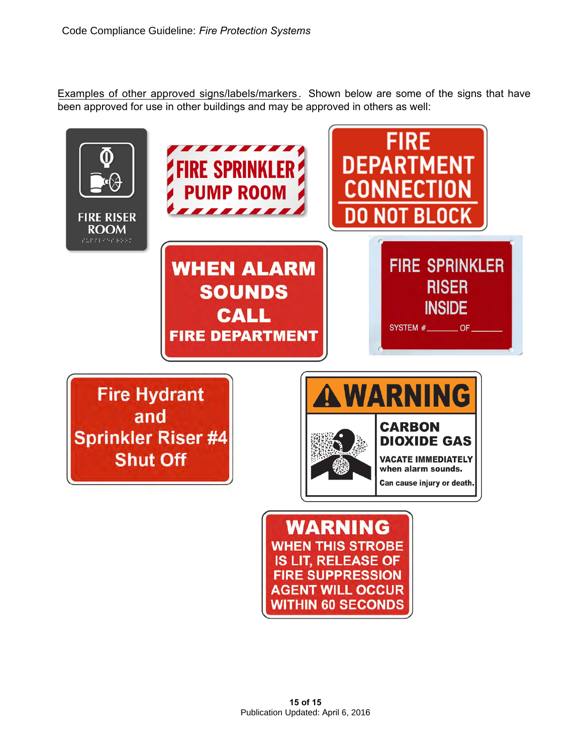Examples of other approved signs/labels/markers. Shown below are some of the signs that have been approved for use in other buildings and may be approved in others as well:

FIRE RISER ROOM

FIRE SPRINKLER PUMP ROOM

FIRE DEPARTMENT CONNECTION DO NOT BLOCK

WHEN ALARM SOUNDS CALL FIRE DEPARTMENT

FIRE SPRINKLER RISER INSIDE

SYSTEM #_______ OF _______

Fire Hydrant and Sprinkler Riser #4 Shut Off

WARNING

CARBON DIOXIDE GAS

VACATE IMMEDIATELY when alarm sounds.

Can cause injury or death.

WARNING

WHEN THIS STROBE IS LIT, RELEASE OF FIRE SUPPRESSION AGENT WILL OCCUR WITHIN 60 SECONDS

Publication Updated: April 6, 2016